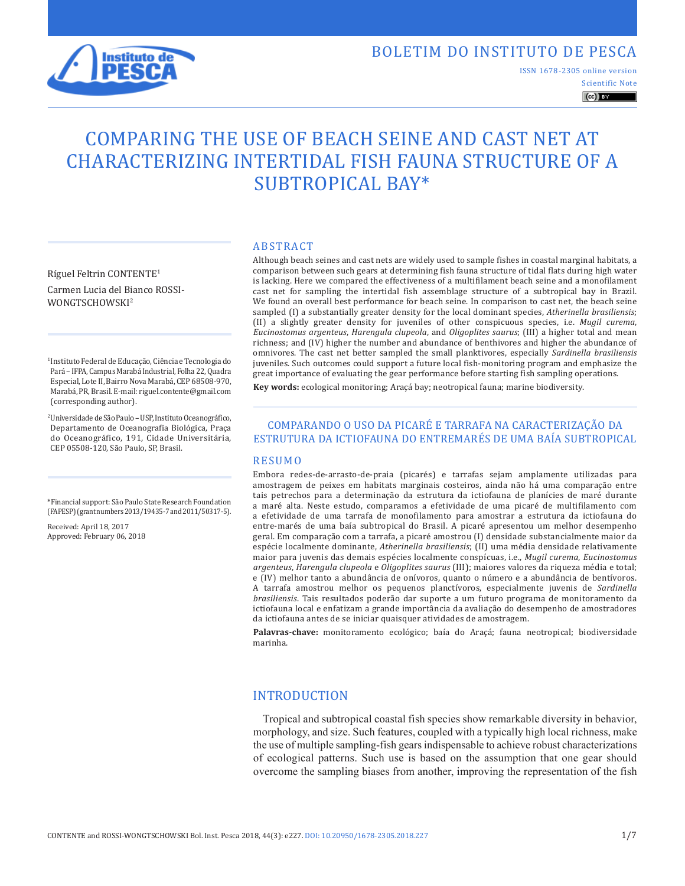# COMPARING THE USE OF BEACH SEINE AND CAST NET AT CHARACTERIZING INTERTIDAL FISH FAUNA STRUCTURE OF A SUBTROPICAL BAY*

Ríguel Feltrin CONTENTE[1]

Carmen Lucia del Bianco ROSSI-WONGTSCHOWSKI[2]

[1]Instituto Federal de Educação, Ciência e Tecnologia do Pará – IFPA, Campus Marabá Industrial, Folha 22, Quadra Especial, Lote II, Bairro Nova Marabá, CEP 68508-970, Marabá, PR, Brasil. E-mail: riguel.contente@gmail.com (corresponding author).

[2]Universidade de São Paulo – USP, Instituto Oceanográfico, Departamento de Oceanografia Biológica, Praça do Oceanográfico, 191, Cidade Universitária, CEP 05508-120, São Paulo, SP, Brasil.

*Financial support: São Paulo State Research Foundation (FAPESP) (grant numbers 2013/19435-7 and 2011/50317-5).

Received: April 18, 2017
Approved: February 06, 2018

## ABSTRACT

Although beach seines and cast nets are widely used to sample fishes in coastal marginal habitats, a comparison between such gears at determining fish fauna structure of tidal flats during high water is lacking. Here we compared the effectiveness of a multifilament beach seine and a monofilament cast net for sampling the intertidal fish assemblage structure of a subtropical bay in Brazil. We found an overall best performance for beach seine. In comparison to cast net, the beach seine sampled (I) a substantially greater density for the local dominant species, *Atherinella brasiliensis*; (II) a slightly greater density for juveniles of other conspicuous species, i.e. *Mugil curema*, *Eucinostomus argenteus*, *Harengula clupeola*, and *Oligoplites saurus*; (III) a higher total and mean richness; and (IV) higher the number and abundance of benthivores and higher the abundance of omnivores. The cast net better sampled the small planktivores, especially *Sardinella brasiliensis* juveniles. Such outcomes could support a future local fish-monitoring program and emphasize the great importance of evaluating the gear performance before starting fish sampling operations.

**Key words:** ecological monitoring; Araçá bay; neotropical fauna; marine biodiversity.

## COMPARANDO O USO DA PICARÉ E TARRAFA NA CARACTERIZAÇÃO DA ESTRUTURA DA ICTIOFAUNA DO ENTREMARÉS DE UMA BAÍA SUBTROPICAL

## RESUMO

Embora redes-de-arrasto-de-praia (picarés) e tarrafas sejam amplamente utilizadas para amostragem de peixes em habitats marginais costeiros, ainda não há uma comparação entre tais petrechos para a determinação da estrutura da ictiofauna de planícies de maré durante a maré alta. Neste estudo, comparamos a efetividade de uma picaré de multifilamento com a efetividade de uma tarrafa de monofilamento para amostrar a estrutura da ictiofauna do entre-marés de uma baía subtropical do Brasil. A picaré apresentou um melhor desempenho geral. Em comparação com a tarrafa, a picaré amostrou (I) densidade substancialmente maior da espécie localmente dominante, *Atherinella brasiliensis*; (II) uma média densidade relativamente maior para juvenis das demais espécies localmente conspícuas, i.e., *Mugil curema*, *Eucinostomus argenteus*, *Harengula clupeola* e *Oligoplites saurus* (III); maiores valores da riqueza média e total; e (IV) melhor tanto a abundância de onívoros, quanto o número e a abundância de bentívoros. A tarrafa amostrou melhor os pequenos planctívoros, especialmente juvenis de *Sardinella brasiliensis*. Tais resultados poderão dar suporte a um futuro programa de monitoramento da ictiofauna local e enfatizam a grande importância da avaliação do desempenho de amostradores da ictiofauna antes de se iniciar quaisquer atividades de amostragem.

**Palavras-chave:** monitoramento ecológico; baía do Araçá; fauna neotropical; biodiversidade marinha.

## INTRODUCTION

Tropical and subtropical coastal fish species show remarkable diversity in behavior, morphology, and size. Such features, coupled with a typically high local richness, make the use of multiple sampling-fish gears indispensable to achieve robust characterizations of ecological patterns. Such use is based on the assumption that one gear should overcome the sampling biases from another, improving the representation of the fish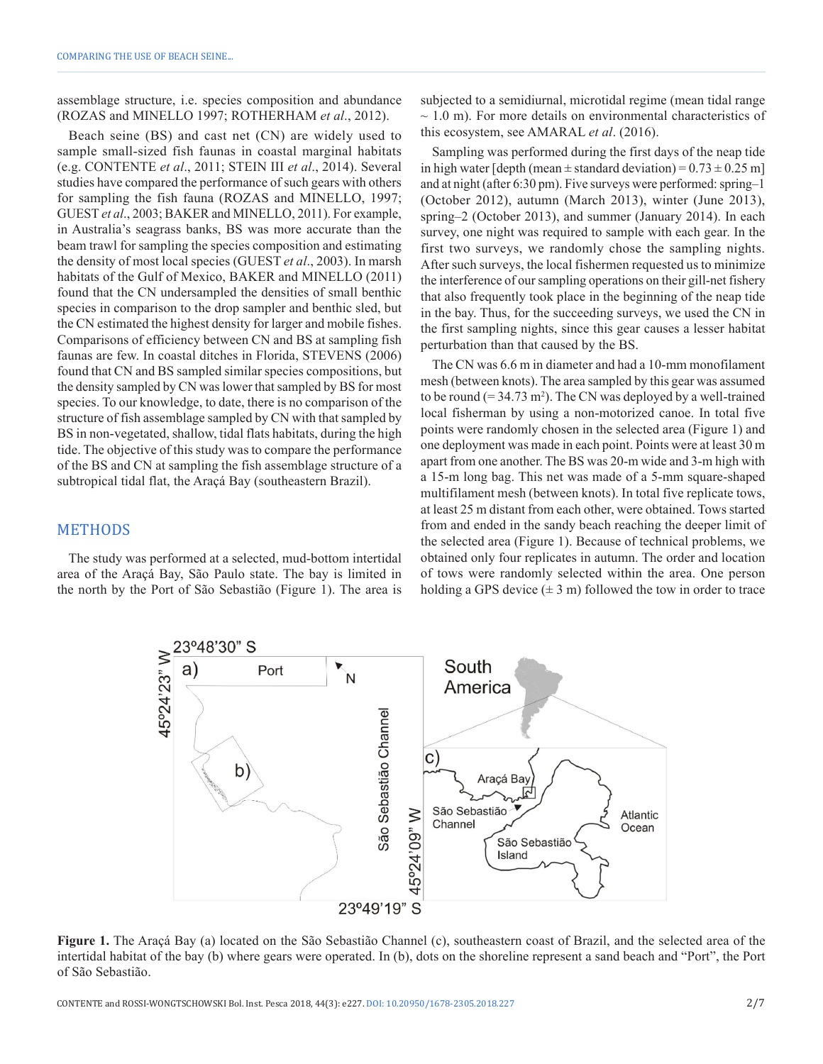assemblage structure, i.e. species composition and abundance (ROZAS and MINELLO 1997; ROTHERHAM *et al*., 2012).

Beach seine (BS) and cast net (CN) are widely used to sample small-sized fish faunas in coastal marginal habitats (e.g. CONTENTE *et al*., 2011; STEIN III *et al*., 2014). Several studies have compared the performance of such gears with others for sampling the fish fauna (ROZAS and MINELLO, 1997; GUEST *et al*., 2003; BAKER and MINELLO, 2011). For example, in Australia's seagrass banks, BS was more accurate than the beam trawl for sampling the species composition and estimating the density of most local species (GUEST *et al*., 2003). In marsh habitats of the Gulf of Mexico, BAKER and MINELLO (2011) found that the CN undersampled the densities of small benthic species in comparison to the drop sampler and benthic sled, but the CN estimated the highest density for larger and mobile fishes. Comparisons of efficiency between CN and BS at sampling fish faunas are few. In coastal ditches in Florida, STEVENS (2006) found that CN and BS sampled similar species compositions, but the density sampled by CN was lower that sampled by BS for most species. To our knowledge, to date, there is no comparison of the structure of fish assemblage sampled by CN with that sampled by BS in non-vegetated, shallow, tidal flats habitats, during the high tide. The objective of this study was to compare the performance of the BS and CN at sampling the fish assemblage structure of a subtropical tidal flat, the Araçá Bay (southeastern Brazil).

## METHODS

The study was performed at a selected, mud-bottom intertidal area of the Araçá Bay, São Paulo state. The bay is limited in the north by the Port of São Sebastião (Figure 1). The area is subjected to a semidiurnal, microtidal regime (mean tidal range ~ 1.0 m). For more details on environmental characteristics of this ecosystem, see AMARAL *et al*. (2016).

Sampling was performed during the first days of the neap tide in high water [depth (mean ± standard deviation) = 0.73 ± 0.25 m] and at night (after 6:30 pm). Five surveys were performed: spring–1 (October 2012), autumn (March 2013), winter (June 2013), spring–2 (October 2013), and summer (January 2014). In each survey, one night was required to sample with each gear. In the first two surveys, we randomly chose the sampling nights. After such surveys, the local fishermen requested us to minimize the interference of our sampling operations on their gill-net fishery that also frequently took place in the beginning of the neap tide in the bay. Thus, for the succeeding surveys, we used the CN in the first sampling nights, since this gear causes a lesser habitat perturbation than that caused by the BS.

The CN was 6.6 m in diameter and had a 10-mm monofilament mesh (between knots). The area sampled by this gear was assumed to be round (= 34.73 m$^2$). The CN was deployed by a well-trained local fisherman by using a non-motorized canoe. In total five points were randomly chosen in the selected area (Figure 1) and one deployment was made in each point. Points were at least 30 m apart from one another. The BS was 20-m wide and 3-m high with a 15-m long bag. This net was made of a 5-mm square-shaped multifilament mesh (between knots). In total five replicate tows, at least 25 m distant from each other, were obtained. Tows started from and ended in the sandy beach reaching the deeper limit of the selected area (Figure 1). Because of technical problems, we obtained only four replicates in autumn. The order and location of tows were randomly selected within the area. One person holding a GPS device (± 3 m) followed the tow in order to trace

23°48'30" S
45°24'23" W
a)
Port
N
b)
São Sebastião Channel
45°24'09" W
23°49'19" S
South America
c)
Araçá Bay
São Sebastião Channel
Atlantic Ocean
São Sebastião Island

**Figure 1.** The Araçá Bay (a) located on the São Sebastião Channel (c), southeastern coast of Brazil, and the selected area of the intertidal habitat of the bay (b) where gears were operated. In (b), dots on the shoreline represent a sand beach and "Port", the Port of São Sebastião.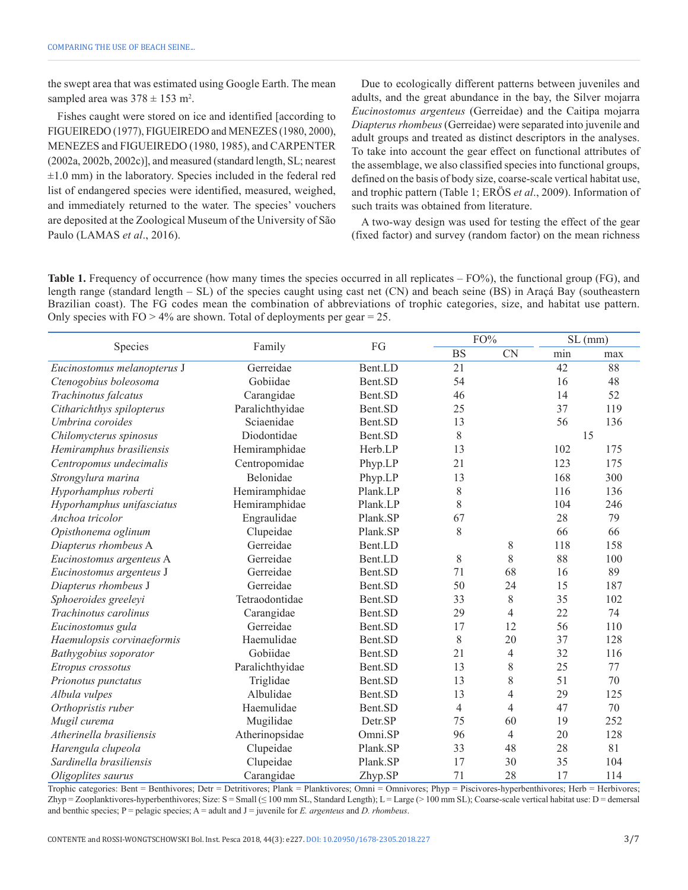the swept area that was estimated using Google Earth. The mean sampled area was 378 ± 153 m².

Fishes caught were stored on ice and identified [according to FIGUEIREDO (1977), FIGUEIREDO and MENEZES (1980, 2000), MENEZES and FIGUEIREDO (1980, 1985), and CARPENTER (2002a, 2002b, 2002c)], and measured (standard length, SL; nearest ±1.0 mm) in the laboratory. Species included in the federal red list of endangered species were identified, measured, weighed, and immediately returned to the water. The species' vouchers are deposited at the Zoological Museum of the University of São Paulo (LAMAS *et al*., 2016).

Due to ecologically different patterns between juveniles and adults, and the great abundance in the bay, the Silver mojarra *Eucinostomus argenteus* (Gerreidae) and the Caitipa mojarra *Diapterus rhombeus* (Gerreidae) were separated into juvenile and adult groups and treated as distinct descriptors in the analyses. To take into account the gear effect on functional attributes of the assemblage, we also classified species into functional groups, defined on the basis of body size, coarse-scale vertical habitat use, and trophic pattern (Table 1; ERÖS *et al*., 2009). Information of such traits was obtained from literature.

A two-way design was used for testing the effect of the gear (fixed factor) and survey (random factor) on the mean richness

**Table 1.** Frequency of occurrence (how many times the species occurred in all replicates – FO%), the functional group (FG), and length range (standard length – SL) of the species caught using cast net (CN) and beach seine (BS) in Araçá Bay (southeastern Brazilian coast). The FG codes mean the combination of abbreviations of trophic categories, size, and habitat use pattern. Only species with FO > 4% are shown. Total of deployments per gear = 25.

| Species | Family | FG | FO% | | SL (mm) | |
|---|---|---|---|---|---|---|
| | | | BS | CN | min | max |
| *Eucinostomus melanopterus* J | Gerreidae | Bent.LD | 21 | | 42 | 88 |
| *Ctenogobius boleosoma* | Gobiidae | Bent.SD | 54 | | 16 | 48 |
| *Trachinotus falcatus* | Carangidae | Bent.SD | 46 | | 14 | 52 |
| *Citharichthys spilopterus* | Paralichthyidae | Bent.SD | 25 | | 37 | 119 |
| *Umbrina coroides* | Sciaenidae | Bent.SD | 13 | | 56 | 136 |
| *Chilomycterus spinosus* | Diodontidae | Bent.SD | 8 | | 15 | |
| *Hemiramphus brasiliensis* | Hemiramphidae | Herb.LP | 13 | | 102 | 175 |
| *Centropomus undecimalis* | Centropomidae | Phyp.LP | 21 | | 123 | 175 |
| *Strongylura marina* | Belonidae | Phyp.LP | 13 | | 168 | 300 |
| *Hyporhamphus roberti* | Hemiramphidae | Plank.LP | 8 | | 116 | 136 |
| *Hyporhamphus unifasciatus* | Hemiramphidae | Plank.LP | 8 | | 104 | 246 |
| *Anchoa tricolor* | Engraulidae | Plank.SP | 67 | | 28 | 79 |
| *Opisthonema oglinum* | Clupeidae | Plank.SP | 8 | | 66 | 66 |
| *Diapterus rhombeus* A | Gerreidae | Bent.LD | | 8 | 118 | 158 |
| *Eucinostomus argenteus* A | Gerreidae | Bent.LD | 8 | 8 | 88 | 100 |
| *Eucinostomus argenteus* J | Gerreidae | Bent.SD | 71 | 68 | 16 | 89 |
| *Diapterus rhombeus* J | Gerreidae | Bent.SD | 50 | 24 | 15 | 187 |
| *Sphoeroides greeleyi* | Tetraodontidae | Bent.SD | 33 | 8 | 35 | 102 |
| *Trachinotus carolinus* | Carangidae | Bent.SD | 29 | 4 | 22 | 74 |
| *Eucinostomus gula* | Gerreidae | Bent.SD | 17 | 12 | 56 | 110 |
| *Haemulopsis corvinaeformis* | Haemulidae | Bent.SD | 8 | 20 | 37 | 128 |
| *Bathygobius soporator* | Gobiidae | Bent.SD | 21 | 4 | 32 | 116 |
| *Etropus crossotus* | Paralichthyidae | Bent.SD | 13 | 8 | 25 | 77 |
| *Prionotus punctatus* | Triglidae | Bent.SD | 13 | 8 | 51 | 70 |
| *Albula vulpes* | Albulidae | Bent.SD | 13 | 4 | 29 | 125 |
| *Orthopristis ruber* | Haemulidae | Bent.SD | 4 | 4 | 47 | 70 |
| *Mugil curema* | Mugilidae | Detr.SP | 75 | 60 | 19 | 252 |
| *Atherinella brasiliensis* | Atherinopsidae | Omni.SP | 96 | 4 | 20 | 128 |
| *Harengula clupeola* | Clupeidae | Plank.SP | 33 | 48 | 28 | 81 |
| *Sardinella brasiliensis* | Clupeidae | Plank.SP | 17 | 30 | 35 | 104 |
| *Oligoplites saurus* | Carangidae | Zhyp.SP | 71 | 28 | 17 | 114 |

Trophic categories: Bent = Benthivores; Detr = Detritivores; Plank = Planktivores; Omni = Omnivores; Phyp = Piscivores-hyperbenthivores; Herb = Herbivores; Zhyp = Zooplanktivores-hyperbenthivores; Size: S = Small (≤ 100 mm SL, Standard Length); L = Large (> 100 mm SL); Coarse-scale vertical habitat use: D = demersal and benthic species; P = pelagic species; A = adult and J = juvenile for *E. argenteus* and *D. rhombeus*.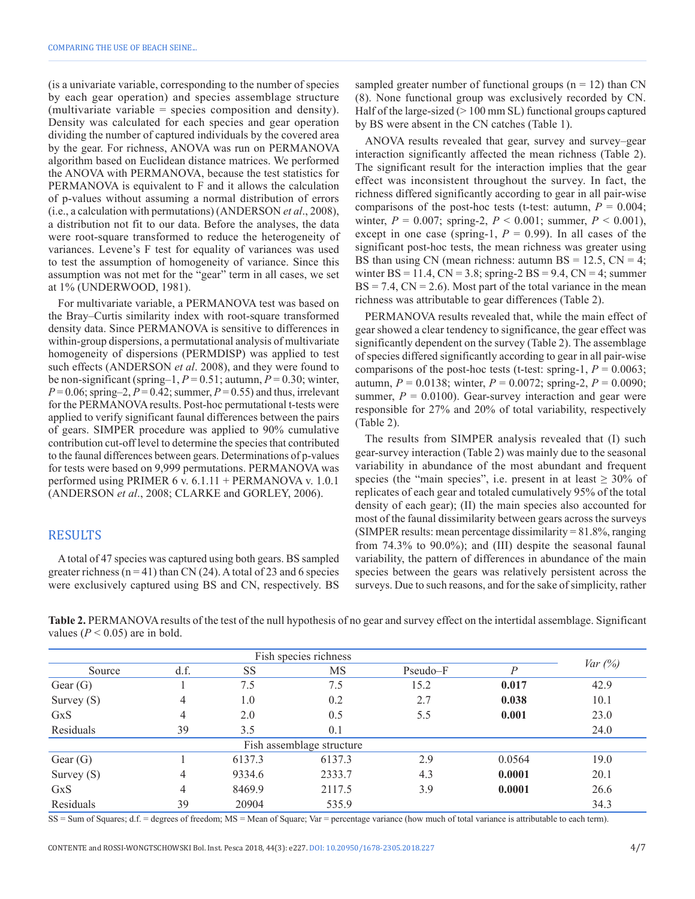(is a univariate variable, corresponding to the number of species by each gear operation) and species assemblage structure (multivariate variable = species composition and density). Density was calculated for each species and gear operation dividing the number of captured individuals by the covered area by the gear. For richness, ANOVA was run on PERMANOVA algorithm based on Euclidean distance matrices. We performed the ANOVA with PERMANOVA, because the test statistics for PERMANOVA is equivalent to F and it allows the calculation of p-values without assuming a normal distribution of errors (i.e., a calculation with permutations) (ANDERSON *et al*., 2008), a distribution not fit to our data. Before the analyses, the data were root-square transformed to reduce the heterogeneity of variances. Levene's F test for equality of variances was used to test the assumption of homogeneity of variance. Since this assumption was not met for the "gear" term in all cases, we set at 1% (UNDERWOOD, 1981).

For multivariate variable, a PERMANOVA test was based on the Bray–Curtis similarity index with root-square transformed density data. Since PERMANOVA is sensitive to differences in within-group dispersions, a permutational analysis of multivariate homogeneity of dispersions (PERMDISP) was applied to test such effects (ANDERSON *et al*. 2008), and they were found to be non-significant (spring–1, $P = 0.51$; autumn, $P = 0.30$; winter, $P = 0.06$; spring–2, $P = 0.42$; summer, $P = 0.55$) and thus, irrelevant for the PERMANOVA results. Post-hoc permutational t-tests were applied to verify significant faunal differences between the pairs of gears. SIMPER procedure was applied to 90% cumulative contribution cut-off level to determine the species that contributed to the faunal differences between gears. Determinations of p-values for tests were based on 9,999 permutations. PERMANOVA was performed using PRIMER 6 v. 6.1.11 + PERMANOVA v. 1.0.1 (ANDERSON *et al*., 2008; CLARKE and GORLEY, 2006).

## RESULTS

A total of 47 species was captured using both gears. BS sampled greater richness (n = 41) than CN (24). A total of 23 and 6 species were exclusively captured using BS and CN, respectively. BS sampled greater number of functional groups (n = 12) than CN (8). None functional group was exclusively recorded by CN. Half of the large-sized (> 100 mm SL) functional groups captured by BS were absent in the CN catches (Table 1).

ANOVA results revealed that gear, survey and survey–gear interaction significantly affected the mean richness (Table 2). The significant result for the interaction implies that the gear effect was inconsistent throughout the survey. In fact, the richness differed significantly according to gear in all pair-wise comparisons of the post-hoc tests (t-test: autumn, $P = 0.004$; winter, $P = 0.007$; spring-2, $P < 0.001$; summer, $P < 0.001$), except in one case (spring-1, $P = 0.99$). In all cases of the significant post-hoc tests, the mean richness was greater using BS than using CN (mean richness: autumn BS = 12.5, CN = 4; winter BS = 11.4, CN = 3.8; spring-2 BS = 9.4, CN = 4; summer BS = 7.4, CN = 2.6). Most part of the total variance in the mean richness was attributable to gear differences (Table 2).

PERMANOVA results revealed that, while the main effect of gear showed a clear tendency to significance, the gear effect was significantly dependent on the survey (Table 2). The assemblage of species differed significantly according to gear in all pair-wise comparisons of the post-hoc tests (t-test: spring-1, $P = 0.0063$; autumn, $P = 0.0138$; winter, $P = 0.0072$; spring-2, $P = 0.0090$; summer, $P = 0.0100$). Gear-survey interaction and gear were responsible for 27% and 20% of total variability, respectively (Table 2).

The results from SIMPER analysis revealed that (I) such gear-survey interaction (Table 2) was mainly due to the seasonal variability in abundance of the most abundant and frequent species (the "main species", i.e. present in at least ≥ 30% of replicates of each gear and totaled cumulatively 95% of the total density of each gear); (II) the main species also accounted for most of the faunal dissimilarity between gears across the surveys (SIMPER results: mean percentage dissimilarity = 81.8%, ranging from 74.3% to 90.0%); and (III) despite the seasonal faunal variability, the pattern of differences in abundance of the main species between the gears was relatively persistent across the surveys. Due to such reasons, and for the sake of simplicity, rather

**Table 2.** PERMANOVA results of the test of the null hypothesis of no gear and survey effect on the intertidal assemblage. Significant values ($P < 0.05$) are in bold.

| Source | d.f. | SS | MS | Pseudo–F | $P$ | *Var (%)* |
|---|---|---|---|---|---|---|
| **Fish species richness** | | | | | | |
| Gear (G) | 1 | 7.5 | 7.5 | 15.2 | **0.017** | 42.9 |
| Survey (S) | 4 | 1.0 | 0.2 | 2.7 | **0.038** | 10.1 |
| GxS | 4 | 2.0 | 0.5 | 5.5 | **0.001** | 23.0 |
| Residuals | 39 | 3.5 | 0.1 | | | 24.0 |
| **Fish assemblage structure** | | | | | | |
| Gear (G) | 1 | 6137.3 | 6137.3 | 2.9 | 0.0564 | 19.0 |
| Survey (S) | 4 | 9334.6 | 2333.7 | 4.3 | **0.0001** | 20.1 |
| GxS | 4 | 8469.9 | 2117.5 | 3.9 | **0.0001** | 26.6 |
| Residuals | 39 | 20904 | 535.9 | | | 34.3 |

SS = Sum of Squares; d.f. = degrees of freedom; MS = Mean of Square; Var = percentage variance (how much of total variance is attributable to each term).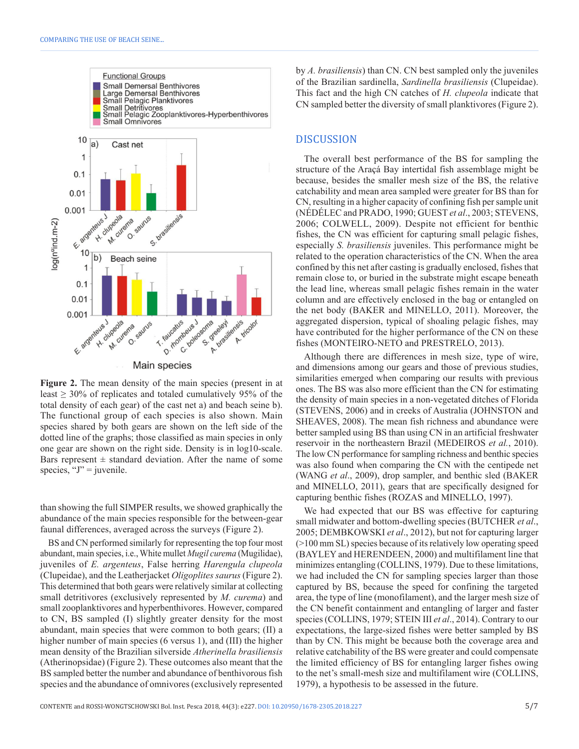**Figure 2.** The mean density of the main species (present in at least ≥ 30% of replicates and totaled cumulatively 95% of the total density of each gear) of the cast net a) and beach seine b). The functional group of each species is also shown. Main species shared by both gears are shown on the left side of the dotted line of the graphs; those classified as main species in only one gear are shown on the right side. Density is in log10-scale. Bars represent ± standard deviation. After the name of some species, "J" = juvenile.

than showing the full SIMPER results, we showed graphically the abundance of the main species responsible for the between-gear faunal differences, averaged across the surveys (Figure 2).

BS and CN performed similarly for representing the top four most abundant, main species, i.e., White mullet *Mugil curema* (Mugilidae), juveniles of *E. argenteus*, False herring *Harengula clupeola* (Clupeidae), and the Leatherjacket *Oligoplites saurus* (Figure 2). This determined that both gears were relatively similar at collecting small detritivores (exclusively represented by *M. curema*) and small zooplanktivores and hyperbenthivores. However, compared to CN, BS sampled (I) slightly greater density for the most abundant, main species that were common to both gears; (II) a higher number of main species (6 versus 1), and (III) the higher mean density of the Brazilian silverside *Atherinella brasiliensis* (Atherinopsidae) (Figure 2). These outcomes also meant that the BS sampled better the number and abundance of benthivorous fish species and the abundance of omnivores (exclusively represented by *A. brasiliensis*) than CN. CN best sampled only the juveniles of the Brazilian sardinella, *Sardinella brasiliensis* (Clupeidae). This fact and the high CN catches of *H. clupeola* indicate that CN sampled better the diversity of small planktivores (Figure 2).

## DISCUSSION

The overall best performance of the BS for sampling the structure of the Araçá Bay intertidal fish assemblage might be because, besides the smaller mesh size of the BS, the relative catchability and mean area sampled were greater for BS than for CN, resulting in a higher capacity of confining fish per sample unit (NÉDÉLEC and PRADO, 1990; GUEST *et al*., 2003; STEVENS, 2006; COLWELL, 2009). Despite not efficient for benthic fishes, the CN was efficient for capturing small pelagic fishes, especially *S. brasiliensis* juveniles. This performance might be related to the operation characteristics of the CN. When the area confined by this net after casting is gradually enclosed, fishes that remain close to, or buried in the substrate might escape beneath the lead line, whereas small pelagic fishes remain in the water column and are effectively enclosed in the bag or entangled on the net body (BAKER and MINELLO, 2011). Moreover, the aggregated dispersion, typical of shoaling pelagic fishes, may have contributed for the higher performance of the CN on these fishes (MONTEIRO-NETO and PRESTRELO, 2013).

Although there are differences in mesh size, type of wire, and dimensions among our gears and those of previous studies, similarities emerged when comparing our results with previous ones. The BS was also more efficient than the CN for estimating the density of main species in a non-vegetated ditches of Florida (STEVENS, 2006) and in creeks of Australia (JOHNSTON and SHEAVES, 2008). The mean fish richness and abundance were better sampled using BS than using CN in an artificial freshwater reservoir in the northeastern Brazil (MEDEIROS *et al.*, 2010). The low CN performance for sampling richness and benthic species was also found when comparing the CN with the centipede net (WANG *et al*., 2009), drop sampler, and benthic sled (BAKER and MINELLO, 2011), gears that are specifically designed for capturing benthic fishes (ROZAS and MINELLO, 1997).

We had expected that our BS was effective for capturing small midwater and bottom-dwelling species (BUTCHER *et al*., 2005; DEMBKOWSKI *et al*., 2012), but not for capturing larger (>100 mm SL) species because of its relatively low operating speed (BAYLEY and HERENDEEN, 2000) and multifilament line that minimizes entangling (COLLINS, 1979). Due to these limitations, we had included the CN for sampling species larger than those captured by BS, because the speed for confining the targeted area, the type of line (monofilament), and the larger mesh size of the CN benefit containment and entangling of larger and faster species (COLLINS, 1979; STEIN III *et al*., 2014). Contrary to our expectations, the large-sized fishes were better sampled by BS than by CN. This might be because both the coverage area and relative catchability of the BS were greater and could compensate the limited efficiency of BS for entangling larger fishes owing to the net's small-mesh size and multifilament wire (COLLINS, 1979), a hypothesis to be assessed in the future.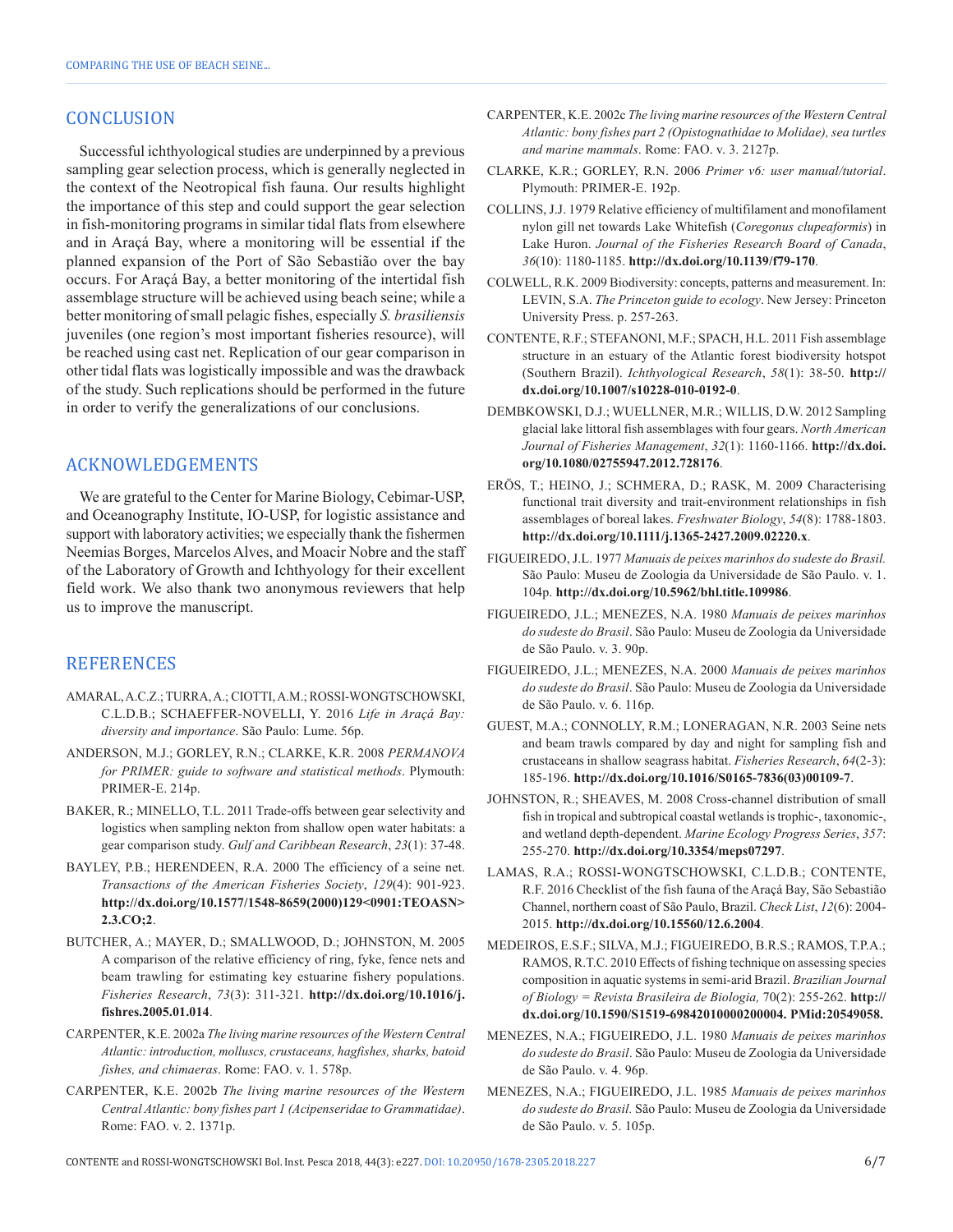## CONCLUSION

Successful ichthyological studies are underpinned by a previous sampling gear selection process, which is generally neglected in the context of the Neotropical fish fauna. Our results highlight the importance of this step and could support the gear selection in fish-monitoring programs in similar tidal flats from elsewhere and in Araçá Bay, where a monitoring will be essential if the planned expansion of the Port of São Sebastião over the bay occurs. For Araçá Bay, a better monitoring of the intertidal fish assemblage structure will be achieved using beach seine; while a better monitoring of small pelagic fishes, especially *S. brasiliensis* juveniles (one region's most important fisheries resource), will be reached using cast net. Replication of our gear comparison in other tidal flats was logistically impossible and was the drawback of the study. Such replications should be performed in the future in order to verify the generalizations of our conclusions.

## ACKNOWLEDGEMENTS

We are grateful to the Center for Marine Biology, Cebimar-USP, and Oceanography Institute, IO-USP, for logistic assistance and support with laboratory activities; we especially thank the fishermen Neemias Borges, Marcelos Alves, and Moacir Nobre and the staff of the Laboratory of Growth and Ichthyology for their excellent field work. We also thank two anonymous reviewers that help us to improve the manuscript.

## REFERENCES

AMARAL, A.C.Z.; TURRA, A.; CIOTTI, A.M.; ROSSI-WONGTSCHOWSKI, C.L.D.B.; SCHAEFFER-NOVELLI, Y. 2016 *Life in Araçá Bay: diversity and importance*. São Paulo: Lume. 56p.

ANDERSON, M.J.; GORLEY, R.N.; CLARKE, K.R. 2008 *PERMANOVA for PRIMER: guide to software and statistical methods*. Plymouth: PRIMER-E. 214p.

BAKER, R.; MINELLO, T.L. 2011 Trade-offs between gear selectivity and logistics when sampling nekton from shallow open water habitats: a gear comparison study. *Gulf and Caribbean Research*, *23*(1): 37-48.

BAYLEY, P.B.; HERENDEEN, R.A. 2000 The efficiency of a seine net. *Transactions of the American Fisheries Society*, *129*(4): 901-923. **http://dx.doi.org/10.1577/1548-8659(2000)129<0901:TEOASN>2.3.CO;2**.

BUTCHER, A.; MAYER, D.; SMALLWOOD, D.; JOHNSTON, M. 2005 A comparison of the relative efficiency of ring, fyke, fence nets and beam trawling for estimating key estuarine fishery populations. *Fisheries Research*, *73*(3): 311-321. **http://dx.doi.org/10.1016/j.fishres.2005.01.014**.

CARPENTER, K.E. 2002a *The living marine resources of the Western Central Atlantic: introduction, molluscs, crustaceans, hagfishes, sharks, batoid fishes, and chimaeras*. Rome: FAO. v. 1. 578p.

CARPENTER, K.E. 2002b *The living marine resources of the Western Central Atlantic: bony fishes part 1 (Acipenseridae to Grammatidae)*. Rome: FAO. v. 2. 1371p.

CARPENTER, K.E. 2002c *The living marine resources of the Western Central Atlantic: bony fishes part 2 (Opistognathidae to Molidae), sea turtles and marine mammals*. Rome: FAO. v. 3. 2127p.

CLARKE, K.R.; GORLEY, R.N. 2006 *Primer v6: user manual/tutorial*. Plymouth: PRIMER-E. 192p.

COLLINS, J.J. 1979 Relative efficiency of multifilament and monofilament nylon gill net towards Lake Whitefish (*Coregonus clupeaformis*) in Lake Huron. *Journal of the Fisheries Research Board of Canada*, *36*(10): 1180-1185. **http://dx.doi.org/10.1139/f79-170**.

COLWELL, R.K. 2009 Biodiversity: concepts, patterns and measurement. In: LEVIN, S.A. *The Princeton guide to ecology*. New Jersey: Princeton University Press. p. 257-263.

CONTENTE, R.F.; STEFANONI, M.F.; SPACH, H.L. 2011 Fish assemblage structure in an estuary of the Atlantic forest biodiversity hotspot (Southern Brazil). *Ichthyological Research*, *58*(1): 38-50. **http://dx.doi.org/10.1007/s10228-010-0192-0**.

DEMBKOWSKI, D.J.; WUELLNER, M.R.; WILLIS, D.W. 2012 Sampling glacial lake littoral fish assemblages with four gears. *North American Journal of Fisheries Management*, *32*(1): 1160-1166. **http://dx.doi.org/10.1080/02755947.2012.728176**.

ERÖS, T.; HEINO, J.; SCHMERA, D.; RASK, M. 2009 Characterising functional trait diversity and trait-environment relationships in fish assemblages of boreal lakes. *Freshwater Biology*, *54*(8): 1788-1803. **http://dx.doi.org/10.1111/j.1365-2427.2009.02220.x**.

FIGUEIREDO, J.L. 1977 *Manuais de peixes marinhos do sudeste do Brasil.* São Paulo: Museu de Zoologia da Universidade de São Paulo. v. 1. 104p. **http://dx.doi.org/10.5962/bhl.title.109986**.

FIGUEIREDO, J.L.; MENEZES, N.A. 1980 *Manuais de peixes marinhos do sudeste do Brasil*. São Paulo: Museu de Zoologia da Universidade de São Paulo. v. 3. 90p.

FIGUEIREDO, J.L.; MENEZES, N.A. 2000 *Manuais de peixes marinhos do sudeste do Brasil*. São Paulo: Museu de Zoologia da Universidade de São Paulo. v. 6. 116p.

GUEST, M.A.; CONNOLLY, R.M.; LONERAGAN, N.R. 2003 Seine nets and beam trawls compared by day and night for sampling fish and crustaceans in shallow seagrass habitat. *Fisheries Research*, *64*(2-3): 185-196. **http://dx.doi.org/10.1016/S0165-7836(03)00109-7**.

JOHNSTON, R.; SHEAVES, M. 2008 Cross-channel distribution of small fish in tropical and subtropical coastal wetlands is trophic-, taxonomic-, and wetland depth-dependent. *Marine Ecology Progress Series*, *357*: 255-270. **http://dx.doi.org/10.3354/meps07297**.

LAMAS, R.A.; ROSSI-WONGTSCHOWSKI, C.L.D.B.; CONTENTE, R.F. 2016 Checklist of the fish fauna of the Araçá Bay, São Sebastião Channel, northern coast of São Paulo, Brazil. *Check List*, *12*(6): 2004-2015. **http://dx.doi.org/10.15560/12.6.2004**.

MEDEIROS, E.S.F.; SILVA, M.J.; FIGUEIREDO, B.R.S.; RAMOS, T.P.A.; RAMOS, R.T.C. 2010 Effects of fishing technique on assessing species composition in aquatic systems in semi-arid Brazil. *Brazilian Journal of Biology = Revista Brasileira de Biologia,* 70(2): 255-262. **http://dx.doi.org/10.1590/S1519-69842010000200004. PMid:20549058.**

MENEZES, N.A.; FIGUEIREDO, J.L. 1980 *Manuais de peixes marinhos do sudeste do Brasil*. São Paulo: Museu de Zoologia da Universidade de São Paulo. v. 4. 96p.

MENEZES, N.A.; FIGUEIREDO, J.L. 1985 *Manuais de peixes marinhos do sudeste do Brasil.* São Paulo: Museu de Zoologia da Universidade de São Paulo. v. 5. 105p.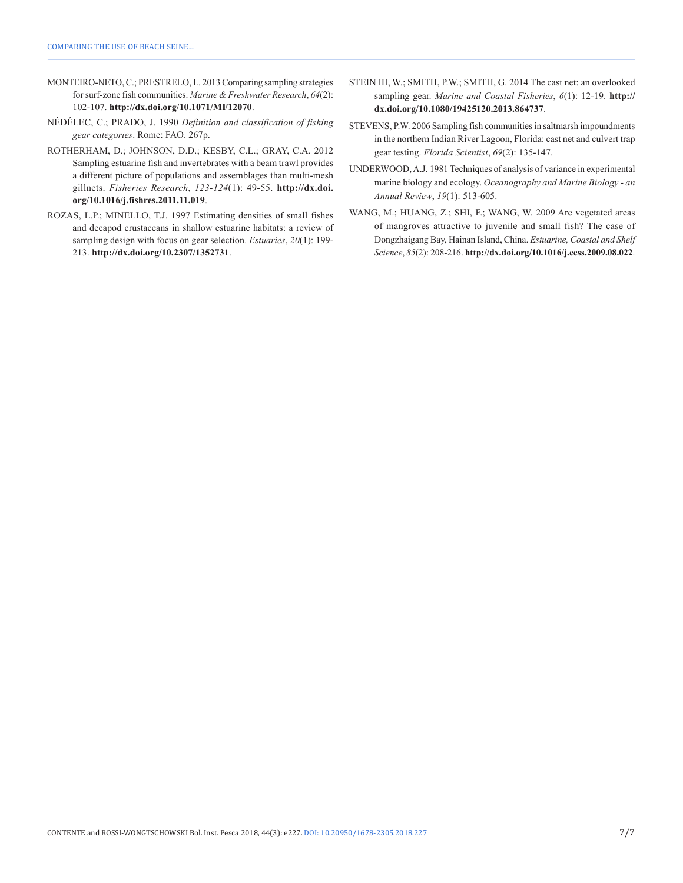MONTEIRO-NETO, C.; PRESTRELO, L. 2013 Comparing sampling strategies for surf-zone fish communities. *Marine & Freshwater Research*, *64*(2): 102-107. **http://dx.doi.org/10.1071/MF12070**.

NÉDÉLEC, C.; PRADO, J. 1990 *Definition and classification of fishing gear categories*. Rome: FAO. 267p.

ROTHERHAM, D.; JOHNSON, D.D.; KESBY, C.L.; GRAY, C.A. 2012 Sampling estuarine fish and invertebrates with a beam trawl provides a different picture of populations and assemblages than multi-mesh gillnets. *Fisheries Research*, *123-124*(1): 49-55. **http://dx.doi.org/10.1016/j.fishres.2011.11.019**.

ROZAS, L.P.; MINELLO, T.J. 1997 Estimating densities of small fishes and decapod crustaceans in shallow estuarine habitats: a review of sampling design with focus on gear selection. *Estuaries*, *20*(1): 199-213. **http://dx.doi.org/10.2307/1352731**.

STEIN III, W.; SMITH, P.W.; SMITH, G. 2014 The cast net: an overlooked sampling gear. *Marine and Coastal Fisheries*, *6*(1): 12-19. **http://dx.doi.org/10.1080/19425120.2013.864737**.

STEVENS, P.W. 2006 Sampling fish communities in saltmarsh impoundments in the northern Indian River Lagoon, Florida: cast net and culvert trap gear testing. *Florida Scientist*, *69*(2): 135-147.

UNDERWOOD, A.J. 1981 Techniques of analysis of variance in experimental marine biology and ecology. *Oceanography and Marine Biology - an Annual Review*, *19*(1): 513-605.

WANG, M.; HUANG, Z.; SHI, F.; WANG, W. 2009 Are vegetated areas of mangroves attractive to juvenile and small fish? The case of Dongzhaigang Bay, Hainan Island, China. *Estuarine, Coastal and Shelf Science*, *85*(2): 208-216. **http://dx.doi.org/10.1016/j.ecss.2009.08.022**.